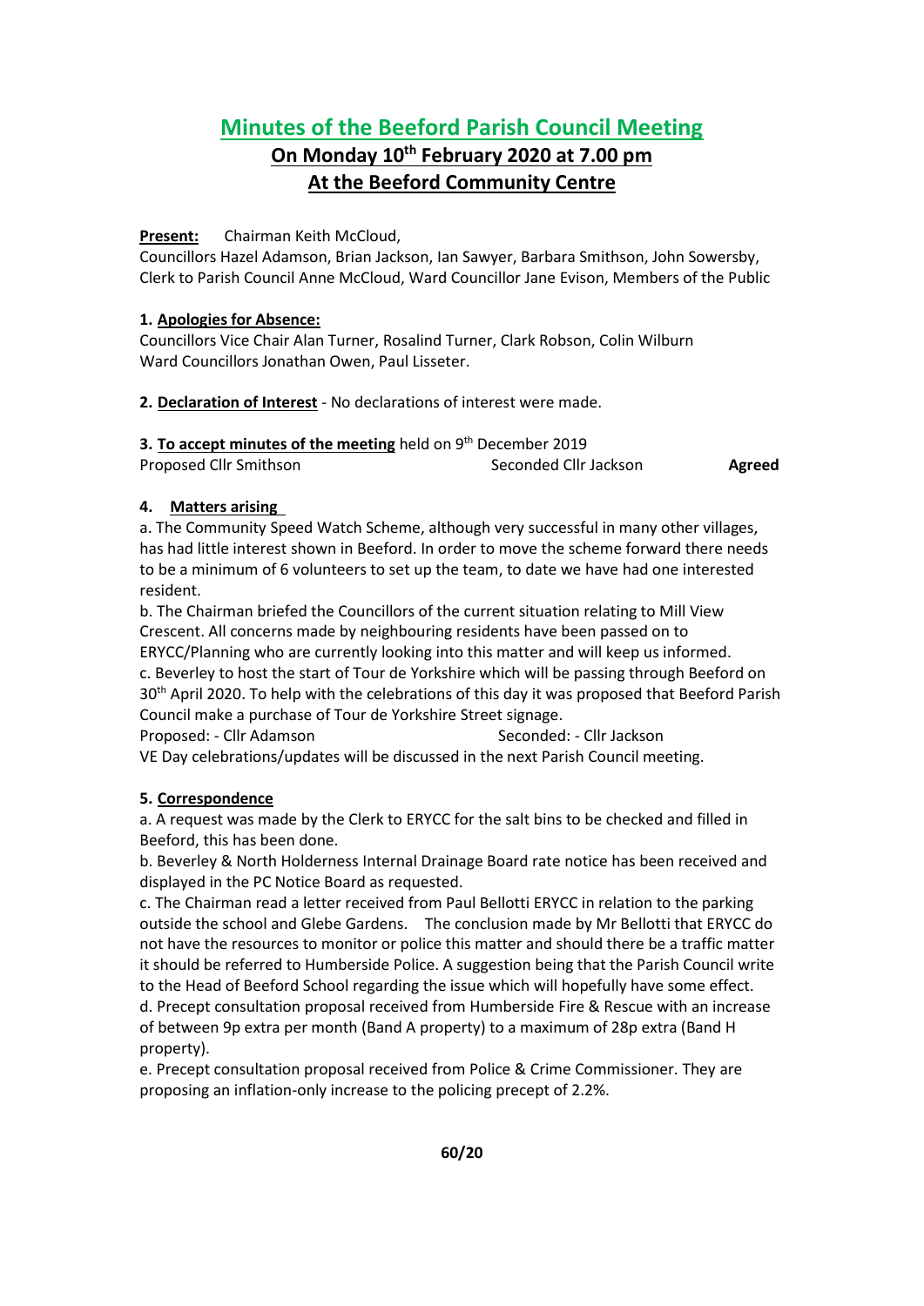# Minutes of the Beeford Parish Council Meeting

## On Monday 10th February 2020 at 7.00 pm

## At the Beeford Community Centre

**Present:** Chairman Keith McCloud,
Councillors Hazel Adamson, Brian Jackson, Ian Sawyer, Barbara Smithson, John Sowersby, Clerk to Parish Council Anne McCloud, Ward Councillor Jane Evison, Members of the Public

**1. Apologies for Absence:**
Councillors Vice Chair Alan Turner, Rosalind Turner, Clark Robson, Colin Wilburn
Ward Councillors Jonathan Owen, Paul Lisseter.

**2. Declaration of Interest** - No declarations of interest were made.

**3. To accept minutes of the meeting** held on 9th December 2019
Proposed Cllr Smithson — Seconded Cllr Jackson — **Agreed**

**4. Matters arising**

a. The Community Speed Watch Scheme, although very successful in many other villages, has had little interest shown in Beeford. In order to move the scheme forward there needs to be a minimum of 6 volunteers to set up the team, to date we have had one interested resident.

b. The Chairman briefed the Councillors of the current situation relating to Mill View Crescent. All concerns made by neighbouring residents have been passed on to ERYCC/Planning who are currently looking into this matter and will keep us informed.

c. Beverley to host the start of Tour de Yorkshire which will be passing through Beeford on 30th April 2020. To help with the celebrations of this day it was proposed that Beeford Parish Council make a purchase of Tour de Yorkshire Street signage.
Proposed: - Cllr Adamson — Seconded: - Cllr Jackson
VE Day celebrations/updates will be discussed in the next Parish Council meeting.

**5. Correspondence**

a. A request was made by the Clerk to ERYCC for the salt bins to be checked and filled in Beeford, this has been done.

b. Beverley & North Holderness Internal Drainage Board rate notice has been received and displayed in the PC Notice Board as requested.

c. The Chairman read a letter received from Paul Bellotti ERYCC in relation to the parking outside the school and Glebe Gardens. The conclusion made by Mr Bellotti that ERYCC do not have the resources to monitor or police this matter and should there be a traffic matter it should be referred to Humberside Police. A suggestion being that the Parish Council write to the Head of Beeford School regarding the issue which will hopefully have some effect.

d. Precept consultation proposal received from Humberside Fire & Rescue with an increase of between 9p extra per month (Band A property) to a maximum of 28p extra (Band H property).

e. Precept consultation proposal received from Police & Crime Commissioner. They are proposing an inflation-only increase to the policing precept of 2.2%.

**60/20**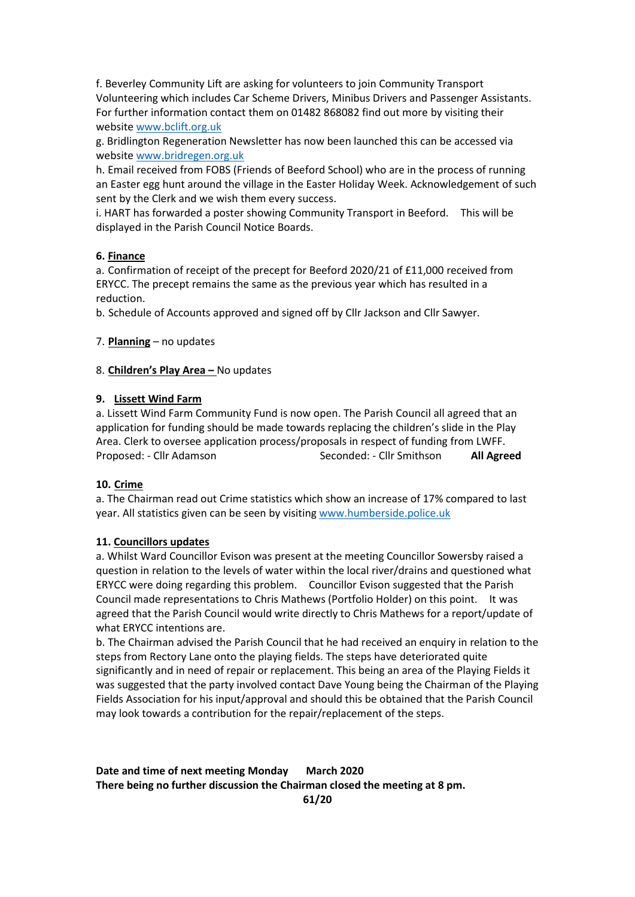f. Beverley Community Lift are asking for volunteers to join Community Transport Volunteering which includes Car Scheme Drivers, Minibus Drivers and Passenger Assistants. For further information contact them on 01482 868082 find out more by visiting their website www.bclift.org.uk

g. Bridlington Regeneration Newsletter has now been launched this can be accessed via website www.bridregen.org.uk

h. Email received from FOBS (Friends of Beeford School) who are in the process of running an Easter egg hunt around the village in the Easter Holiday Week. Acknowledgement of such sent by the Clerk and we wish them every success.

i. HART has forwarded a poster showing Community Transport in Beeford. This will be displayed in the Parish Council Notice Boards.

**6. Finance**

a. Confirmation of receipt of the precept for Beeford 2020/21 of £11,000 received from ERYCC. The precept remains the same as the previous year which has resulted in a reduction.

b. Schedule of Accounts approved and signed off by Cllr Jackson and Cllr Sawyer.

7. **Planning** – no updates

8. **Children's Play Area –** No updates

**9. Lissett Wind Farm**

a. Lissett Wind Farm Community Fund is now open. The Parish Council all agreed that an application for funding should be made towards replacing the children's slide in the Play Area. Clerk to oversee application process/proposals in respect of funding from LWFF.

Proposed: - Cllr Adamson Seconded: - Cllr Smithson **All Agreed**

**10. Crime**

a. The Chairman read out Crime statistics which show an increase of 17% compared to last year. All statistics given can be seen by visiting www.humberside.police.uk

**11. Councillors updates**

a. Whilst Ward Councillor Evison was present at the meeting Councillor Sowersby raised a question in relation to the levels of water within the local river/drains and questioned what ERYCC were doing regarding this problem. Councillor Evison suggested that the Parish Council made representations to Chris Mathews (Portfolio Holder) on this point. It was agreed that the Parish Council would write directly to Chris Mathews for a report/update of what ERYCC intentions are.

b. The Chairman advised the Parish Council that he had received an enquiry in relation to the steps from Rectory Lane onto the playing fields. The steps have deteriorated quite significantly and in need of repair or replacement. This being an area of the Playing Fields it was suggested that the party involved contact Dave Young being the Chairman of the Playing Fields Association for his input/approval and should this be obtained that the Parish Council may look towards a contribution for the repair/replacement of the steps.

**Date and time of next meeting Monday March 2020**

**There being no further discussion the Chairman closed the meeting at 8 pm.**

**61/20**